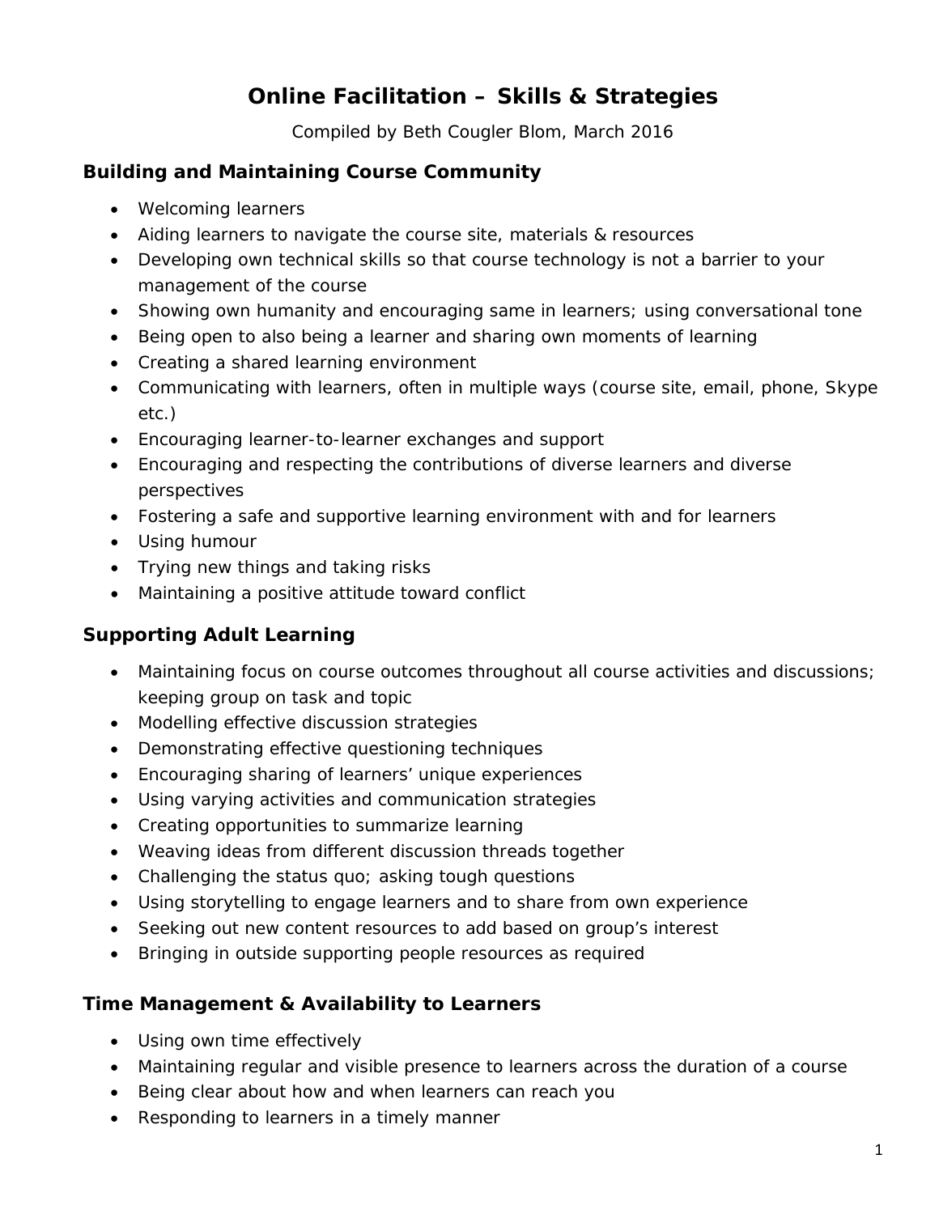# Online Facilitation – Skills & Strategies

Compiled by Beth Cougler Blom, March 2016

## Building and Maintaining Course Community

- Welcoming learners
- Aiding learners to navigate the course site, materials & resources
- Developing own technical skills so that course technology is not a barrier to your management of the course
- Showing own humanity and encouraging same in learners; using conversational tone
- Being open to also being a learner and sharing own moments of learning
- Creating a shared learning environment
- Communicating with learners, often in multiple ways (course site, email, phone, Skype etc.)
- Encouraging learner-to-learner exchanges and support
- Encouraging and respecting the contributions of diverse learners and diverse perspectives
- Fostering a safe and supportive learning environment with and for learners
- Using humour
- Trying new things and taking risks
- Maintaining a positive attitude toward conflict

## Supporting Adult Learning

- Maintaining focus on course outcomes throughout all course activities and discussions; keeping group on task and topic
- Modelling effective discussion strategies
- Demonstrating effective questioning techniques
- Encouraging sharing of learners' unique experiences
- Using varying activities and communication strategies
- Creating opportunities to summarize learning
- Weaving ideas from different discussion threads together
- Challenging the status quo; asking tough questions
- Using storytelling to engage learners and to share from own experience
- Seeking out new content resources to add based on group's interest
- Bringing in outside supporting people resources as required

## Time Management & Availability to Learners

- Using own time effectively
- Maintaining regular and visible presence to learners across the duration of a course
- Being clear about how and when learners can reach you
- Responding to learners in a timely manner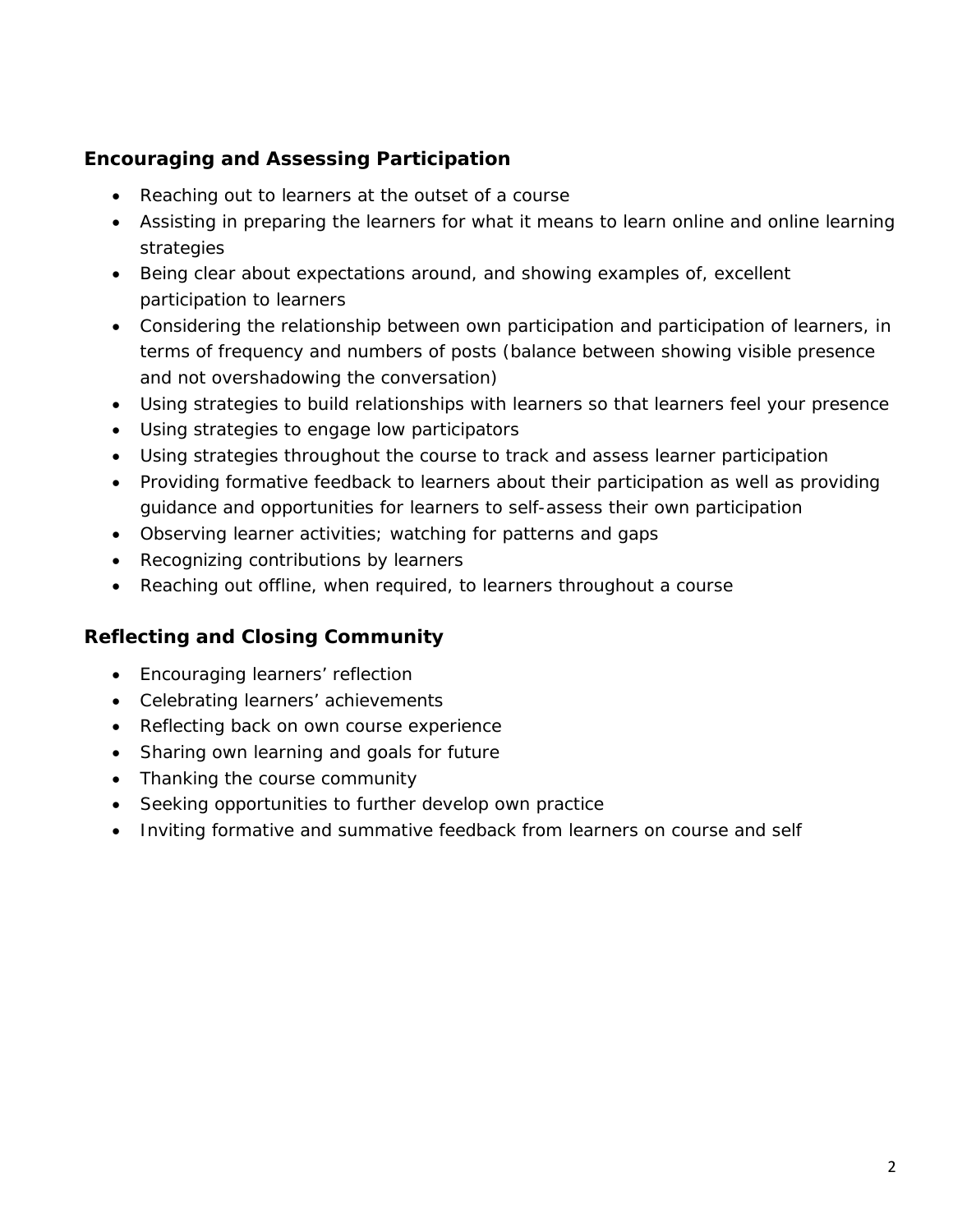### Encouraging and Assessing Participation

- Reaching out to learners at the outset of a course
- Assisting in preparing the learners for what it means to learn online and online learning strategies
- Being clear about expectations around, and showing examples of, excellent participation to learners
- Considering the relationship between own participation and participation of learners, in terms of frequency and numbers of posts (balance between showing visible presence and not overshadowing the conversation)
- Using strategies to build relationships with learners so that learners feel your presence
- Using strategies to engage low participators
- Using strategies throughout the course to track and assess learner participation
- Providing formative feedback to learners about their participation as well as providing guidance and opportunities for learners to self-assess their own participation
- Observing learner activities; watching for patterns and gaps
- Recognizing contributions by learners
- Reaching out offline, when required, to learners throughout a course

### Reflecting and Closing Community

- Encouraging learners' reflection
- Celebrating learners' achievements
- Reflecting back on own course experience
- Sharing own learning and goals for future
- Thanking the course community
- Seeking opportunities to further develop own practice
- Inviting formative and summative feedback from learners on course and self